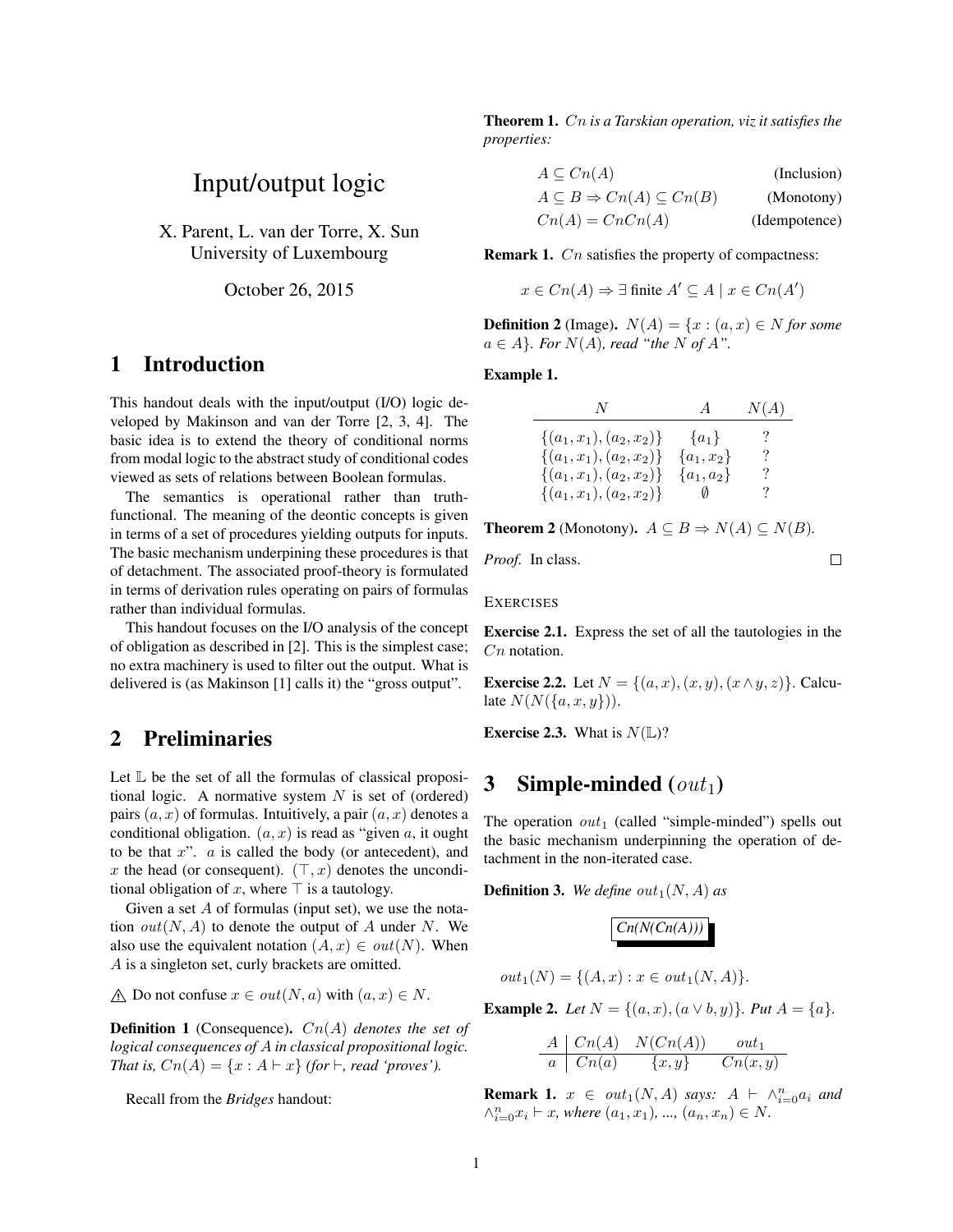# Input/output logic

X. Parent, L. van der Torre, X. Sun
University of Luxembourg

October 26, 2015

## 1 Introduction

This handout deals with the input/output (I/O) logic developed by Makinson and van der Torre [2, 3, 4]. The basic idea is to extend the theory of conditional norms from modal logic to the abstract study of conditional codes viewed as sets of relations between Boolean formulas.

The semantics is operational rather than truth-functional. The meaning of the deontic concepts is given in terms of a set of procedures yielding outputs for inputs. The basic mechanism underpining these procedures is that of detachment. The associated proof-theory is formulated in terms of derivation rules operating on pairs of formulas rather than individual formulas.

This handout focuses on the I/O analysis of the concept of obligation as described in [2]. This is the simplest case; no extra machinery is used to filter out the output. What is delivered is (as Makinson [1] calls it) the "gross output".

## 2 Preliminaries

Let $\mathbb{L}$ be the set of all the formulas of classical propositional logic. A normative system $N$ is set of (ordered) pairs $(a, x)$ of formulas. Intuitively, a pair $(a, x)$ denotes a conditional obligation. $(a, x)$ is read as "given $a$, it ought to be that $x$". $a$ is called the body (or antecedent), and $x$ the head (or consequent). $(\top, x)$ denotes the unconditional obligation of $x$, where $\top$ is a tautology.

Given a set $A$ of formulas (input set), we use the notation $out(N, A)$ to denote the output of $A$ under $N$. We also use the equivalent notation $(A, x) \in out(N)$. When $A$ is a singleton set, curly brackets are omitted.

⚠ Do not confuse $x \in out(N, a)$ with $(a, x) \in N$.

**Definition 1** (Consequence). *$Cn(A)$ denotes the set of logical consequences of $A$ in classical propositional logic. That is, $Cn(A) = \{x : A \vdash x\}$ (for $\vdash$, read 'proves').*

Recall from the *Bridges* handout:

**Theorem 1.** *$Cn$ is a Tarskian operation, viz it satisfies the properties:*

$$A \subseteq Cn(A) \quad \text{(Inclusion)}$$

$$A \subseteq B \Rightarrow Cn(A) \subseteq Cn(B) \quad \text{(Monotony)}$$

$$Cn(A) = CnCn(A) \quad \text{(Idempotence)}$$

**Remark 1.** $Cn$ satisfies the property of compactness:

$$x \in Cn(A) \Rightarrow \exists \text{ finite } A' \subseteq A \mid x \in Cn(A')$$

**Definition 2** (Image). *$N(A) = \{x : (a, x) \in N$ for some $a \in A\}$. For $N(A)$, read "the $N$ of $A$".*

**Example 1.**

| $N$ | $A$ | $N(A)$ |
|---|---|---|
| $\{(a_1, x_1), (a_2, x_2)\}$ | $\{a_1\}$ | ? |
| $\{(a_1, x_1), (a_2, x_2)\}$ | $\{a_1, x_2\}$ | ? |
| $\{(a_1, x_1), (a_2, x_2)\}$ | $\{a_1, a_2\}$ | ? |
| $\{(a_1, x_1), (a_2, x_2)\}$ | $\emptyset$ | ? |

**Theorem 2** (Monotony). $A \subseteq B \Rightarrow N(A) \subseteq N(B)$.

*Proof.* In class. □

EXERCISES

**Exercise 2.1.** Express the set of all the tautologies in the $Cn$ notation.

**Exercise 2.2.** Let $N = \{(a, x), (x, y), (x \wedge y, z)\}$. Calculate $N(N(\{a, x, y\}))$.

**Exercise 2.3.** What is $N(\mathbb{L})$?

## 3 Simple-minded ($out_1$)

The operation $out_1$ (called "simple-minded") spells out the basic mechanism underpinning the operation of detachment in the non-iterated case.

**Definition 3.** *We define $out_1(N, A)$ as*

$$Cn(N(Cn(A)))$$

$$out_1(N) = \{(A, x) : x \in out_1(N, A)\}.$$

**Example 2.** *Let $N = \{(a, x), (a \vee b, y)\}$. Put $A = \{a\}$.*

| $A$ | $Cn(A)$ | $N(Cn(A))$ | $out_1$ |
|---|---|---|---|
| $a$ | $Cn(a)$ | $\{x, y\}$ | $Cn(x, y)$ |

**Remark 1.** *$x \in out_1(N, A)$ says: $A \vdash \wedge_{i=0}^{n} a_i$ and $\wedge_{i=0}^{n} x_i \vdash x$, where $(a_1, x_1), \ldots, (a_n, x_n) \in N$.*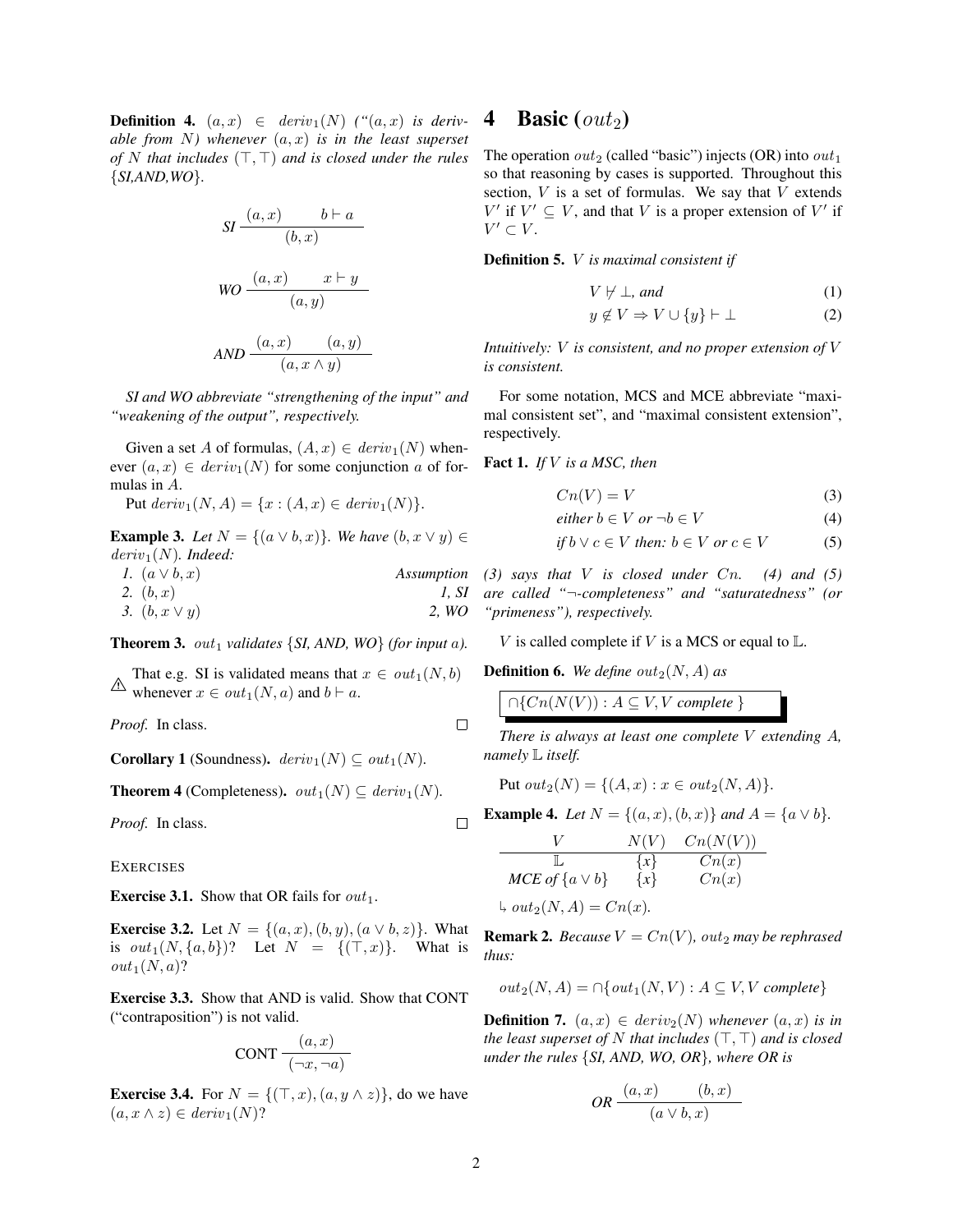**Definition 4.** $(a, x) \in deriv_1(N)$ *("$(a, x)$ is derivable from $N$) whenever $(a, x)$ is in the least superset of $N$ that includes $(\top, \top)$ and is closed under the rules* {*SI,AND,WO*}.

$$SI \; \frac{(a, x) \qquad b \vdash a}{(b, x)}$$

$$WO \; \frac{(a, x) \qquad x \vdash y}{(a, y)}$$

$$AND \; \frac{(a, x) \qquad (a, y)}{(a, x \wedge y)}$$

*SI and WO abbreviate "strengthening of the input" and "weakening of the output", respectively.*

Given a set $A$ of formulas, $(A, x) \in deriv_1(N)$ whenever $(a, x) \in deriv_1(N)$ for some conjunction $a$ of formulas in $A$.

Put $deriv_1(N, A) = \{x : (A, x) \in deriv_1(N)\}$.

**Example 3.** *Let $N = \{(a \vee b, x)\}$. We have $(b, x \vee y) \in deriv_1(N)$. Indeed:*

1. $(a \vee b, x)$ — *Assumption*
2. $(b, x)$ — *1, SI*
3. $(b, x \vee y)$ — *2, WO*

**Theorem 3.** $out_1$ *validates* {*SI, AND, WO*} *(for input $a$).*

⚠ That e.g. SI is validated means that $x \in out_1(N, b)$ whenever $x \in out_1(N, a)$ and $b \vdash a$.

*Proof.* In class. □

**Corollary 1** (Soundness). $deriv_1(N) \subseteq out_1(N)$.

**Theorem 4** (Completeness). $out_1(N) \subseteq deriv_1(N)$.

*Proof.* In class. □

EXERCISES

**Exercise 3.1.** Show that OR fails for $out_1$.

**Exercise 3.2.** Let $N = \{(a, x), (b, y), (a \vee b, z)\}$. What is $out_1(N, \{a, b\})$? Let $N = \{(\top, x)\}$. What is $out_1(N, a)$?

**Exercise 3.3.** Show that AND is valid. Show that CONT ("contraposition") is not valid.

$$\text{CONT} \; \frac{(a, x)}{(\neg x, \neg a)}$$

**Exercise 3.4.** For $N = \{(\top, x), (a, y \wedge z)\}$, do we have $(a, x \wedge z) \in deriv_1(N)$?

# 4 Basic ($out_2$)

The operation $out_2$ (called "basic") injects (OR) into $out_1$ so that reasoning by cases is supported. Throughout this section, $V$ is a set of formulas. We say that $V$ extends $V'$ if $V' \subseteq V$, and that $V$ is a proper extension of $V'$ if $V' \subset V$.

**Definition 5.** $V$ *is maximal consistent if*

$$V \nvdash \bot, \text{ and} \tag{1}$$

$$y \notin V \Rightarrow V \cup \{y\} \vdash \bot \tag{2}$$

*Intuitively: $V$ is consistent, and no proper extension of $V$ is consistent.*

For some notation, MCS and MCE abbreviate "maximal consistent set", and "maximal consistent extension", respectively.

**Fact 1.** *If $V$ is a MSC, then*

$$Cn(V) = V \tag{3}$$

$$\text{either } b \in V \text{ or } \neg b \in V \tag{4}$$

$$\text{if } b \vee c \in V \text{ then: } b \in V \text{ or } c \in V \tag{5}$$

*(3) says that $V$ is closed under $Cn$. (4) and (5) are called "¬-completeness" and "saturatedness" (or "primeness"), respectively.*

$V$ is called complete if $V$ is a MCS or equal to $\mathbb{L}$.

**Definition 6.** *We define $out_2(N, A)$ as*

$$\cap\{Cn(N(V)) : A \subseteq V, V \text{ complete }\}$$

*There is always at least one complete $V$ extending $A$, namely $\mathbb{L}$ itself.*

Put $out_2(N) = \{(A, x) : x \in out_2(N, A)\}$.

**Example 4.** *Let $N = \{(a, x), (b, x)\}$ and $A = \{a \vee b\}$.*

| $V$ | $N(V)$ | $Cn(N(V))$ |
|---|---|---|
| $\mathbb{L}$ | $\{x\}$ | $Cn(x)$ |
| *MCE of* $\{a \vee b\}$ | $\{x\}$ | $Cn(x)$ |

↳ $out_2(N, A) = Cn(x)$.

**Remark 2.** *Because $V = Cn(V)$, $out_2$ may be rephrased thus:*

$$out_2(N, A) = \cap\{out_1(N, V) : A \subseteq V, V \text{ complete}\}$$

**Definition 7.** $(a, x) \in deriv_2(N)$ *whenever $(a, x)$ is in the least superset of $N$ that includes $(\top, \top)$ and is closed under the rules* {*SI, AND, WO, OR*}, *where OR is*

$$OR \; \frac{(a, x) \qquad (b, x)}{(a \vee b, x)}$$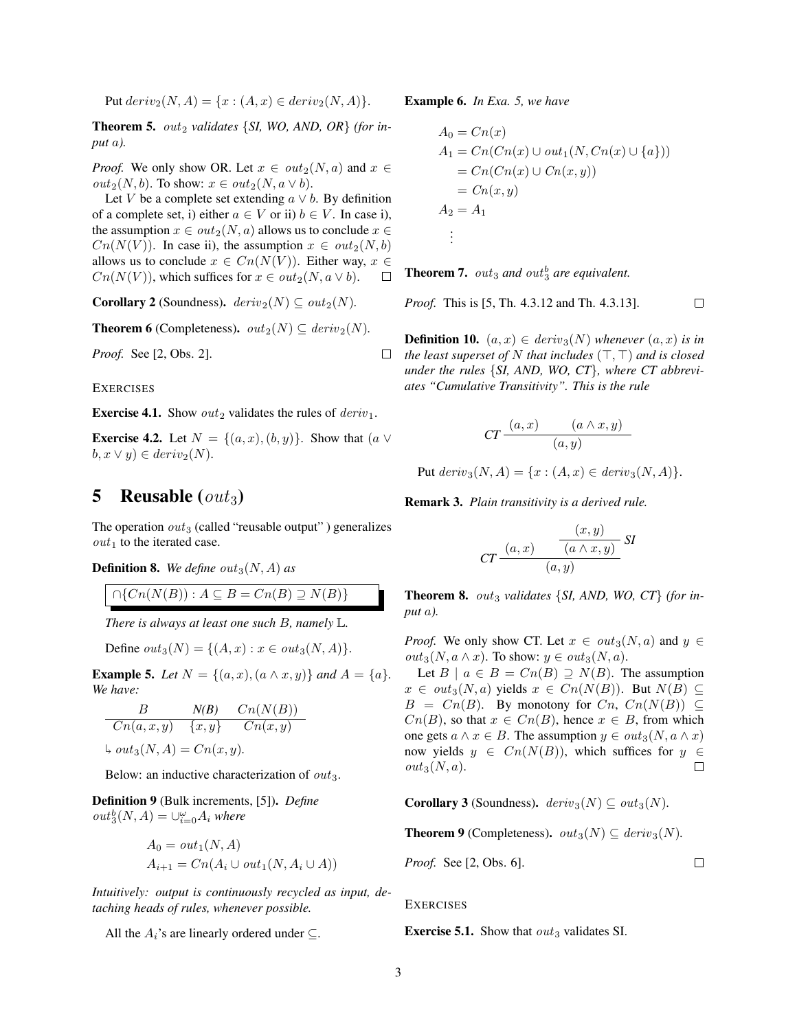Put $deriv_2(N, A) = \{x : (A, x) \in deriv_2(N, A)\}$.

**Theorem 5.** *$out_2$ validates {SI, WO, AND, OR} (for input a).*

*Proof.* We only show OR. Let $x \in out_2(N, a)$ and $x \in out_2(N, b)$. To show: $x \in out_2(N, a \vee b)$.

Let $V$ be a complete set extending $a \vee b$. By definition of a complete set, i) either $a \in V$ or ii) $b \in V$. In case i), the assumption $x \in out_2(N, a)$ allows us to conclude $x \in Cn(N(V))$. In case ii), the assumption $x \in out_2(N, b)$ allows us to conclude $x \in Cn(N(V))$. Either way, $x \in Cn(N(V))$, which suffices for $x \in out_2(N, a \vee b)$. □

**Corollary 2** (Soundness). $deriv_2(N) \subseteq out_2(N)$.

**Theorem 6** (Completeness). $out_2(N) \subseteq deriv_2(N)$.

*Proof.* See [2, Obs. 2]. □

EXERCISES

**Exercise 4.1.** Show $out_2$ validates the rules of $deriv_1$.

**Exercise 4.2.** Let $N = \{(a, x), (b, y)\}$. Show that $(a \vee b, x \vee y) \in deriv_2(N)$.

# 5 Reusable ($out_3$)

The operation $out_3$ (called "reusable output" ) generalizes $out_1$ to the iterated case.

**Definition 8.** *We define $out_3(N, A)$ as*

$$\cap\{Cn(N(B)) : A \subseteq B = Cn(B) \supseteq N(B)\}$$

*There is always at least one such $B$, namely $\mathbb{L}$.*

Define $out_3(N) = \{(A, x) : x \in out_3(N, A)\}$.

**Example 5.** *Let $N = \{(a, x), (a \wedge x, y)\}$ and $A = \{a\}$. We have:*

| $B$ | *N(B)* | $Cn(N(B))$ |
|---|---|---|
| $Cn(a, x, y)$ | $\{x, y\}$ | $Cn(x, y)$ |

$\Lsh$ $out_3(N, A) = Cn(x, y)$.

Below: an inductive characterization of $out_3$.

**Definition 9** (Bulk increments, [5]). *Define $out_3^b(N, A) = \cup_{i=0}^{\omega} A_i$ where*

$$A_0 = out_1(N, A)$$
$$A_{i+1} = Cn(A_i \cup out_1(N, A_i \cup A))$$

*Intuitively: output is continuously recycled as input, detaching heads of rules, whenever possible.*

All the $A_i$'s are linearly ordered under $\subseteq$.

**Example 6.** *In Exa. 5, we have*

$$\begin{aligned}
A_0 &= Cn(x) \\
A_1 &= Cn(Cn(x) \cup out_1(N, Cn(x) \cup \{a\})) \\
&= Cn(Cn(x) \cup Cn(x, y)) \\
&= Cn(x, y) \\
A_2 &= A_1 \\
&\vdots
\end{aligned}$$

**Theorem 7.** *$out_3$ and $out_3^b$ are equivalent.*

*Proof.* This is [5, Th. 4.3.12 and Th. 4.3.13]. □

**Definition 10.** *$(a, x) \in deriv_3(N)$ whenever $(a, x)$ is in the least superset of $N$ that includes $(\top, \top)$ and is closed under the rules {SI, AND, WO, CT}, where CT abbreviates "Cumulative Transitivity". This is the rule*

$$CT\ \frac{(a, x) \qquad (a \wedge x, y)}{(a, y)}$$

Put $deriv_3(N, A) = \{x : (A, x) \in deriv_3(N, A)\}$.

**Remark 3.** *Plain transitivity is a derived rule.*

$$CT\ \frac{(a, x) \qquad \dfrac{(x, y)}{(a \wedge x, y)}\ SI}{(a, y)}$$

**Theorem 8.** *$out_3$ validates {SI, AND, WO, CT} (for input a).*

*Proof.* We only show CT. Let $x \in out_3(N, a)$ and $y \in out_3(N, a \wedge x)$. To show: $y \in out_3(N, a)$.

Let $B \mid a \in B = Cn(B) \supseteq N(B)$. The assumption $x \in out_3(N, a)$ yields $x \in Cn(N(B))$. But $N(B) \subseteq B = Cn(B)$. By monotony for $Cn$, $Cn(N(B)) \subseteq Cn(B)$, so that $x \in Cn(B)$, hence $x \in B$, from which one gets $a \wedge x \in B$. The assumption $y \in out_3(N, a \wedge x)$ now yields $y \in Cn(N(B))$, which suffices for $y \in out_3(N, a)$. □

**Corollary 3** (Soundness). $deriv_3(N) \subseteq out_3(N)$.

**Theorem 9** (Completeness). $out_3(N) \subseteq deriv_3(N)$.

*Proof.* See [2, Obs. 6]. □

EXERCISES

**Exercise 5.1.** Show that $out_3$ validates SI.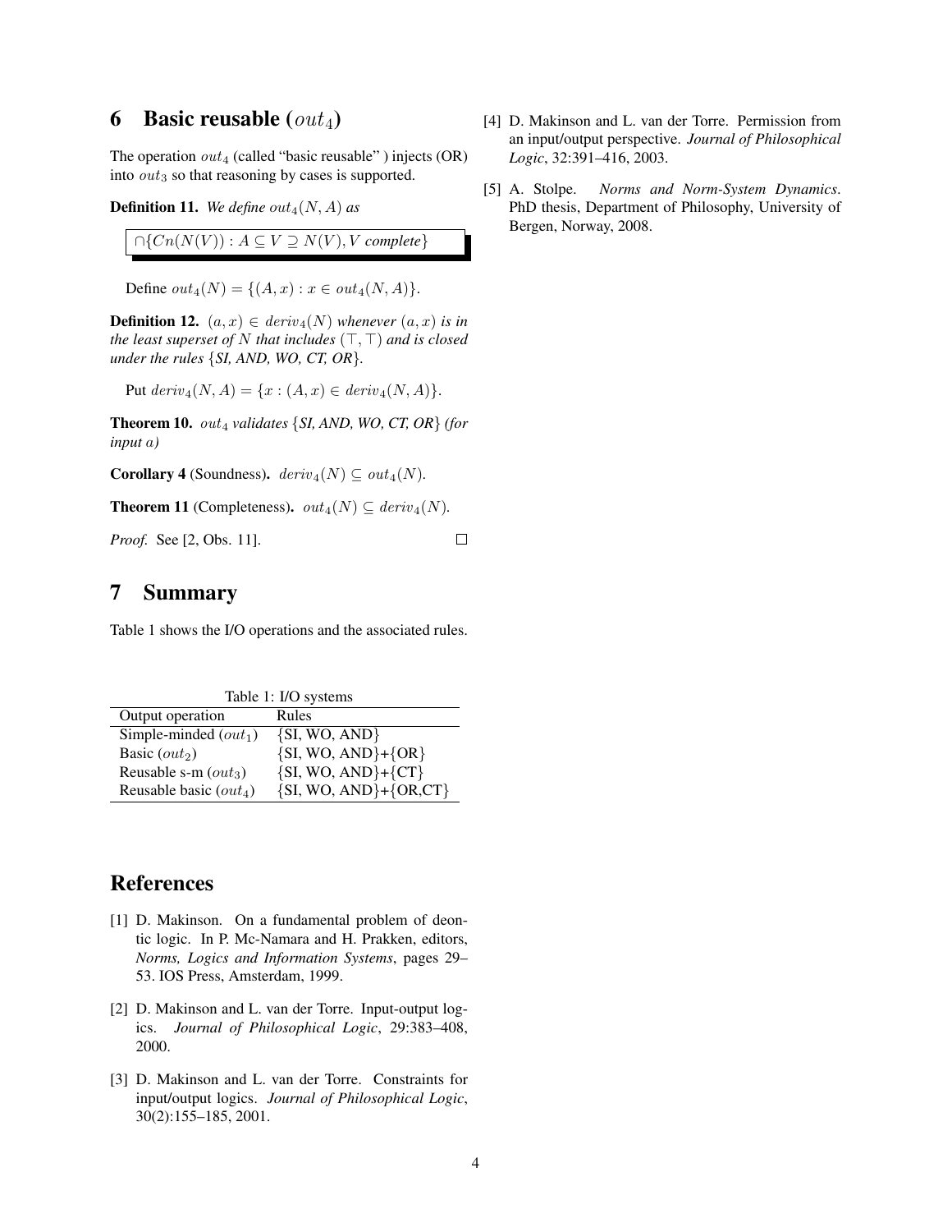## 6 Basic reusable ($out_4$)

The operation $out_4$ (called "basic reusable" ) injects (OR) into $out_3$ so that reasoning by cases is supported.

**Definition 11.** *We define $out_4(N, A)$ as*

$$\cap\{Cn(N(V)) : A \subseteq V \supseteq N(V), V \textit{ complete}\}$$

Define $out_4(N) = \{(A, x) : x \in out_4(N, A)\}$.

**Definition 12.** *$(a, x) \in deriv_4(N)$ whenever $(a, x)$ is in the least superset of $N$ that includes $(\top, \top)$ and is closed under the rules {SI, AND, WO, CT, OR}.*

Put $deriv_4(N, A) = \{x : (A, x) \in deriv_4(N, A)\}$.

**Theorem 10.** *$out_4$ validates {SI, AND, WO, CT, OR} (for input $a$)*

**Corollary 4** (Soundness). *$deriv_4(N) \subseteq out_4(N)$.*

**Theorem 11** (Completeness). *$out_4(N) \subseteq deriv_4(N)$.*

*Proof.* See [2, Obs. 11]. □

## 7 Summary

Table 1 shows the I/O operations and the associated rules.

Table 1: I/O systems

| Output operation | Rules |
|---|---|
| Simple-minded ($out_1$) | {SI, WO, AND} |
| Basic ($out_2$) | {SI, WO, AND}+{OR} |
| Reusable s-m ($out_3$) | {SI, WO, AND}+{CT} |
| Reusable basic ($out_4$) | {SI, WO, AND}+{OR,CT} |

## References

[1] D. Makinson. On a fundamental problem of deontic logic. In P. Mc-Namara and H. Prakken, editors, *Norms, Logics and Information Systems*, pages 29–53. IOS Press, Amsterdam, 1999.

[2] D. Makinson and L. van der Torre. Input-output logics. *Journal of Philosophical Logic*, 29:383–408, 2000.

[3] D. Makinson and L. van der Torre. Constraints for input/output logics. *Journal of Philosophical Logic*, 30(2):155–185, 2001.

[4] D. Makinson and L. van der Torre. Permission from an input/output perspective. *Journal of Philosophical Logic*, 32:391–416, 2003.

[5] A. Stolpe. *Norms and Norm-System Dynamics*. PhD thesis, Department of Philosophy, University of Bergen, Norway, 2008.